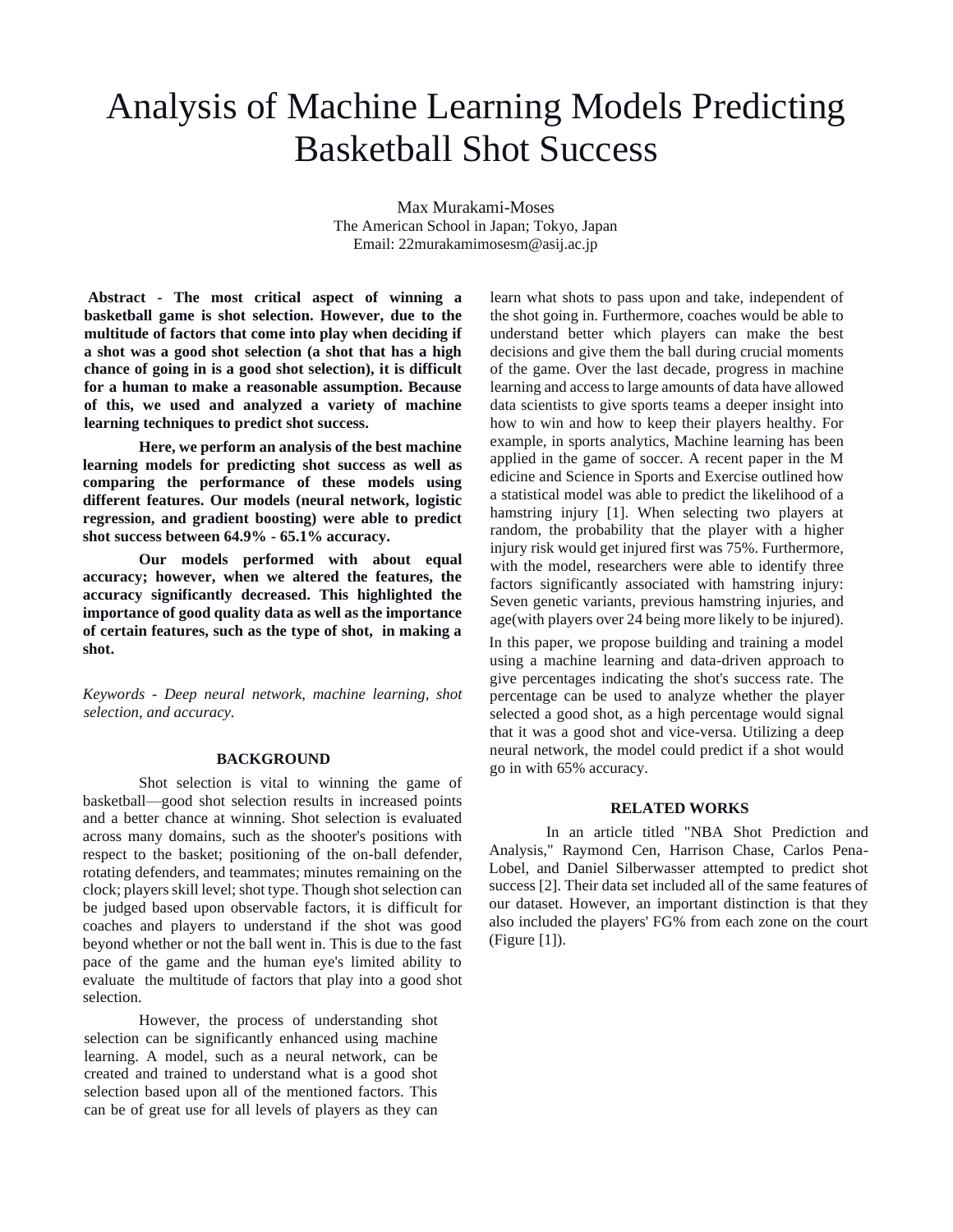# Analysis of Machine Learning Models Predicting Basketball Shot Success

Max Murakami-Moses
The American School in Japan; Tokyo, Japan
Email: 22murakamimosesm@asij.ac.jp

**Abstract - The most critical aspect of winning a basketball game is shot selection. However, due to the multitude of factors that come into play when deciding if a shot was a good shot selection (a shot that has a high chance of going in is a good shot selection), it is difficult for a human to make a reasonable assumption. Because of this, we used and analyzed a variety of machine learning techniques to predict shot success.**

**Here, we perform an analysis of the best machine learning models for predicting shot success as well as comparing the performance of these models using different features. Our models (neural network, logistic regression, and gradient boosting) were able to predict shot success between 64.9% - 65.1% accuracy.**

**Our models performed with about equal accuracy; however, when we altered the features, the accuracy significantly decreased. This highlighted the importance of good quality data as well as the importance of certain features, such as the type of shot, in making a shot.**

*Keywords - Deep neural network, machine learning, shot selection, and accuracy.*

## BACKGROUND

Shot selection is vital to winning the game of basketball—good shot selection results in increased points and a better chance at winning. Shot selection is evaluated across many domains, such as the shooter's positions with respect to the basket; positioning of the on-ball defender, rotating defenders, and teammates; minutes remaining on the clock; players skill level; shot type. Though shot selection can be judged based upon observable factors, it is difficult for coaches and players to understand if the shot was good beyond whether or not the ball went in. This is due to the fast pace of the game and the human eye's limited ability to evaluate the multitude of factors that play into a good shot selection.

However, the process of understanding shot selection can be significantly enhanced using machine learning. A model, such as a neural network, can be created and trained to understand what is a good shot selection based upon all of the mentioned factors. This can be of great use for all levels of players as they can learn what shots to pass upon and take, independent of the shot going in. Furthermore, coaches would be able to understand better which players can make the best decisions and give them the ball during crucial moments of the game. Over the last decade, progress in machine learning and access to large amounts of data have allowed data scientists to give sports teams a deeper insight into how to win and how to keep their players healthy. For example, in sports analytics, Machine learning has been applied in the game of soccer. A recent paper in the M edicine and Science in Sports and Exercise outlined how a statistical model was able to predict the likelihood of a hamstring injury [1]. When selecting two players at random, the probability that the player with a higher injury risk would get injured first was 75%. Furthermore, with the model, researchers were able to identify three factors significantly associated with hamstring injury: Seven genetic variants, previous hamstring injuries, and age(with players over 24 being more likely to be injured).

In this paper, we propose building and training a model using a machine learning and data-driven approach to give percentages indicating the shot's success rate. The percentage can be used to analyze whether the player selected a good shot, as a high percentage would signal that it was a good shot and vice-versa. Utilizing a deep neural network, the model could predict if a shot would go in with 65% accuracy.

## RELATED WORKS

In an article titled "NBA Shot Prediction and Analysis," Raymond Cen, Harrison Chase, Carlos Pena-Lobel, and Daniel Silberwasser attempted to predict shot success [2]. Their data set included all of the same features of our dataset. However, an important distinction is that they also included the players' FG% from each zone on the court (Figure [1]).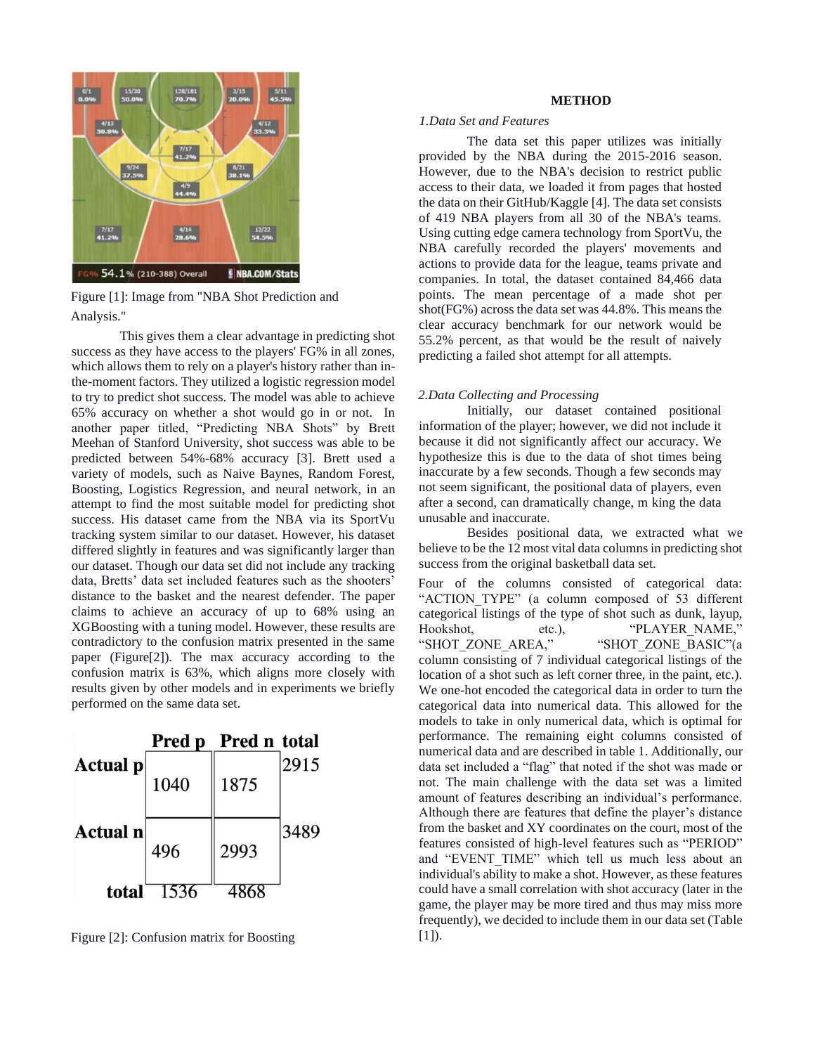Figure [1]: Image from "NBA Shot Prediction and Analysis."

This gives them a clear advantage in predicting shot success as they have access to the players' FG% in all zones, which allows them to rely on a player's history rather than in-the-moment factors. They utilized a logistic regression model to try to predict shot success. The model was able to achieve 65% accuracy on whether a shot would go in or not. In another paper titled, "Predicting NBA Shots" by Brett Meehan of Stanford University, shot success was able to be predicted between 54%-68% accuracy [3]. Brett used a variety of models, such as Naive Baynes, Random Forest, Boosting, Logistics Regression, and neural network, in an attempt to find the most suitable model for predicting shot success. His dataset came from the NBA via its SportVu tracking system similar to our dataset. However, his dataset differed slightly in features and was significantly larger than our dataset. Though our data set did not include any tracking data, Bretts' data set included features such as the shooters' distance to the basket and the nearest defender. The paper claims to achieve an accuracy of up to 68% using an XGBoosting with a tuning model. However, these results are contradictory to the confusion matrix presented in the same paper (Figure[2]). The max accuracy according to the confusion matrix is 63%, which aligns more closely with results given by other models and in experiments we briefly performed on the same data set.

| | Pred p | Pred n | total |
|---|---|---|---|
| Actual p | 1040 | 1875 | 2915 |
| Actual n | 496 | 2993 | 3489 |
| total | 1536 | 4868 | |

Figure [2]: Confusion matrix for Boosting

## METHOD

*1.Data Set and Features*

The data set this paper utilizes was initially provided by the NBA during the 2015-2016 season. However, due to the NBA's decision to restrict public access to their data, we loaded it from pages that hosted the data on their GitHub/Kaggle [4]. The data set consists of 419 NBA players from all 30 of the NBA's teams. Using cutting edge camera technology from SportVu, the NBA carefully recorded the players' movements and actions to provide data for the league, teams private and companies. In total, the dataset contained 84,466 data points. The mean percentage of a made shot per shot(FG%) across the data set was 44.8%. This means the clear accuracy benchmark for our network would be 55.2% percent, as that would be the result of naively predicting a failed shot attempt for all attempts.

*2.Data Collecting and Processing*

Initially, our dataset contained positional information of the player; however, we did not include it because it did not significantly affect our accuracy. We hypothesize this is due to the data of shot times being inaccurate by a few seconds. Though a few seconds may not seem significant, the positional data of players, even after a second, can dramatically change, m king the data unusable and inaccurate.

Besides positional data, we extracted what we believe to be the 12 most vital data columns in predicting shot success from the original basketball data set.

Four of the columns consisted of categorical data: "ACTION_TYPE" (a column composed of 53 different categorical listings of the type of shot such as dunk, layup, Hookshot, etc.), "PLAYER_NAME," "SHOT_ZONE_AREA," "SHOT_ZONE_BASIC"(a column consisting of 7 individual categorical listings of the location of a shot such as left corner three, in the paint, etc.). We one-hot encoded the categorical data in order to turn the categorical data into numerical data. This allowed for the models to take in only numerical data, which is optimal for performance. The remaining eight columns consisted of numerical data and are described in table 1. Additionally, our data set included a "flag" that noted if the shot was made or not. The main challenge with the data set was a limited amount of features describing an individual's performance. Although there are features that define the player's distance from the basket and XY coordinates on the court, most of the features consisted of high-level features such as "PERIOD" and "EVENT_TIME" which tell us much less about an individual's ability to make a shot. However, as these features could have a small correlation with shot accuracy (later in the game, the player may be more tired and thus may miss more frequently), we decided to include them in our data set (Table [1]).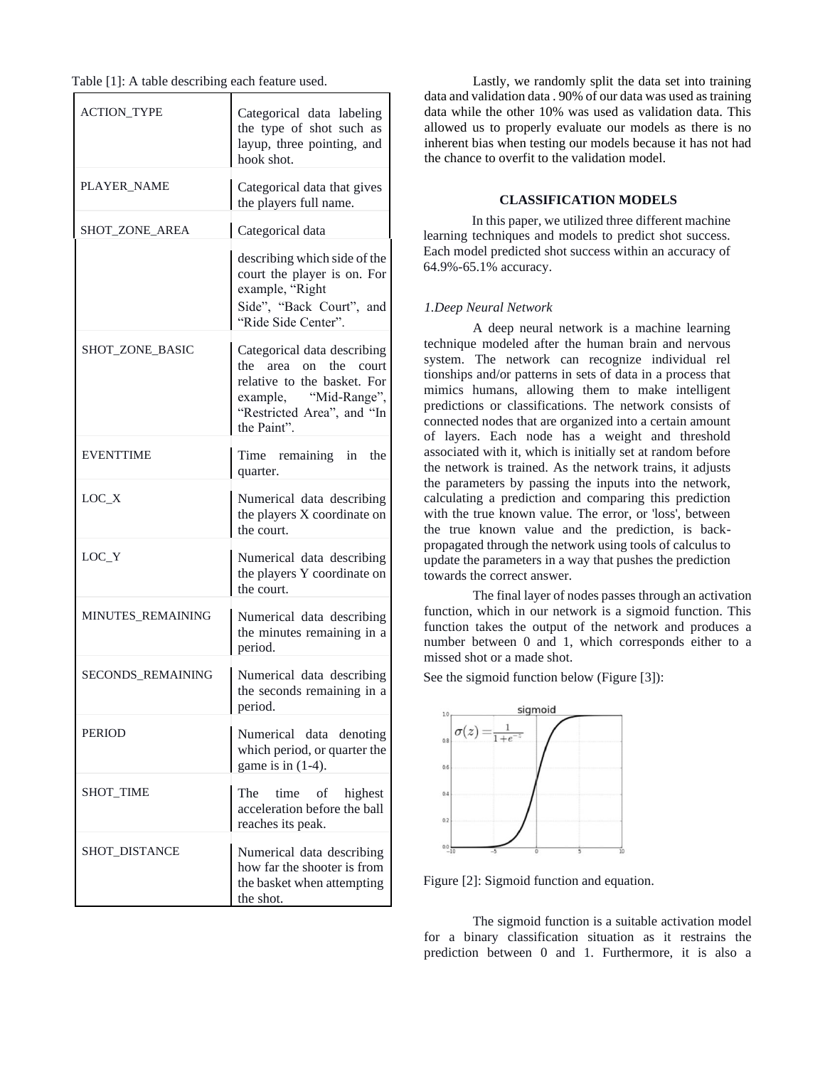Table [1]: A table describing each feature used.

| | |
|---|---|
| ACTION_TYPE | Categorical data labeling the type of shot such as layup, three pointing, and hook shot. |
| PLAYER_NAME | Categorical data that gives the players full name. |
| SHOT_ZONE_AREA | Categorical data describing which side of the court the player is on. For example, “Right Side”, “Back Court”, and “Ride Side Center”. |
| SHOT_ZONE_BASIC | Categorical data describing the area on the court relative to the basket. For example, “Mid-Range”, “Restricted Area”, and “In the Paint”. |
| EVENTTIME | Time remaining in the quarter. |
| LOC_X | Numerical data describing the players X coordinate on the court. |
| LOC_Y | Numerical data describing the players Y coordinate on the court. |
| MINUTES_REMAINING | Numerical data describing the minutes remaining in a period. |
| SECONDS_REMAINING | Numerical data describing the seconds remaining in a period. |
| PERIOD | Numerical data denoting which period, or quarter the game is in (1-4). |
| SHOT_TIME | The time of highest acceleration before the ball reaches its peak. |
| SHOT_DISTANCE | Numerical data describing how far the shooter is from the basket when attempting the shot. |

Lastly, we randomly split the data set into training data and validation data . 90% of our data was used as training data while the other 10% was used as validation data. This allowed us to properly evaluate our models as there is no inherent bias when testing our models because it has not had the chance to overfit to the validation model.

## CLASSIFICATION MODELS

In this paper, we utilized three different machine learning techniques and models to predict shot success. Each model predicted shot success within an accuracy of 64.9%-65.1% accuracy.

*1.Deep Neural Network*

A deep neural network is a machine learning technique modeled after the human brain and nervous system. The network can recognize individual rel tionships and/or patterns in sets of data in a process that mimics humans, allowing them to make intelligent predictions or classifications. The network consists of connected nodes that are organized into a certain amount of layers. Each node has a weight and threshold associated with it, which is initially set at random before the network is trained. As the network trains, it adjusts the parameters by passing the inputs into the network, calculating a prediction and comparing this prediction with the true known value. The error, or 'loss', between the true known value and the prediction, is back-propagated through the network using tools of calculus to update the parameters in a way that pushes the prediction towards the correct answer.

The final layer of nodes passes through an activation function, which in our network is a sigmoid function. This function takes the output of the network and produces a number between 0 and 1, which corresponds either to a missed shot or a made shot.

See the sigmoid function below (Figure [3]):

$$\sigma(z) = \frac{1}{1+e^{-z}}$$

Figure [2]: Sigmoid function and equation.

The sigmoid function is a suitable activation model for a binary classification situation as it restrains the prediction between 0 and 1. Furthermore, it is also a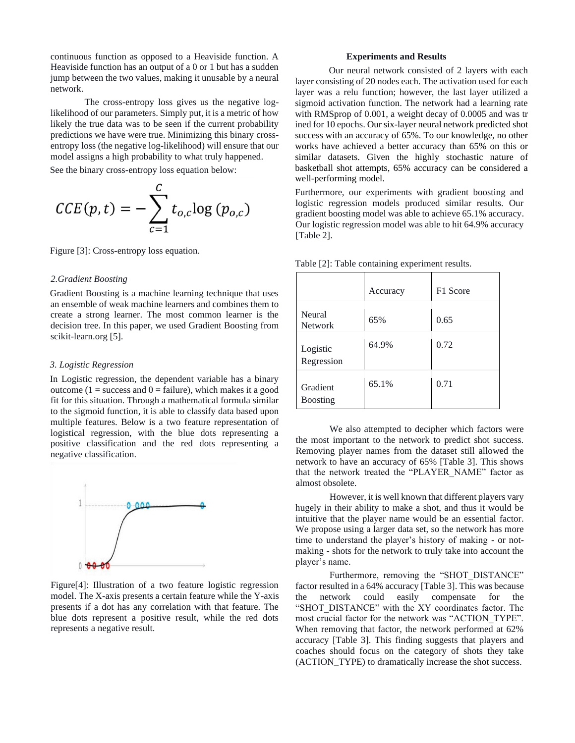continuous function as opposed to a Heaviside function. A Heaviside function has an output of a 0 or 1 but has a sudden jump between the two values, making it unusable by a neural network.

The cross-entropy loss gives us the negative log-likelihood of our parameters. Simply put, it is a metric of how likely the true data was to be seen if the current probability predictions we have were true. Minimizing this binary cross-entropy loss (the negative log-likelihood) will ensure that our model assigns a high probability to what truly happened.

See the binary cross-entropy loss equation below:

$$CCE(p,t) = -\sum_{c=1}^{C} t_{o,c} \log\left(p_{o,c}\right)$$

Figure [3]: Cross-entropy loss equation.

*2.Gradient Boosting*

Gradient Boosting is a machine learning technique that uses an ensemble of weak machine learners and combines them to create a strong learner. The most common learner is the decision tree. In this paper, we used Gradient Boosting from scikit-learn.org [5].

*3. Logistic Regression*

In Logistic regression, the dependent variable has a binary outcome (1 = success and 0 = failure), which makes it a good fit for this situation. Through a mathematical formula similar to the sigmoid function, it is able to classify data based upon multiple features. Below is a two feature representation of logistical regression, with the blue dots representing a positive classification and the red dots representing a negative classification.

Figure[4]: Illustration of a two feature logistic regression model. The X-axis presents a certain feature while the Y-axis presents if a dot has any correlation with that feature. The blue dots represent a positive result, while the red dots represents a negative result.

**Experiments and Results**

Our neural network consisted of 2 layers with each layer consisting of 20 nodes each. The activation used for each layer was a relu function; however, the last layer utilized a sigmoid activation function. The network had a learning rate with RMSprop of 0.001, a weight decay of 0.0005 and was tr ined for 10 epochs. Our six-layer neural network predicted shot success with an accuracy of 65%. To our knowledge, no other works have achieved a better accuracy than 65% on this or similar datasets. Given the highly stochastic nature of basketball shot attempts, 65% accuracy can be considered a well-performing model.

Furthermore, our experiments with gradient boosting and logistic regression models produced similar results. Our gradient boosting model was able to achieve 65.1% accuracy. Our logistic regression model was able to hit 64.9% accuracy [Table 2].

Table [2]: Table containing experiment results.

| | Accuracy | F1 Score |
|---|---|---|
| Neural Network | 65% | 0.65 |
| Logistic Regression | 64.9% | 0.72 |
| Gradient Boosting | 65.1% | 0.71 |

We also attempted to decipher which factors were the most important to the network to predict shot success. Removing player names from the dataset still allowed the network to have an accuracy of 65% [Table 3]. This shows that the network treated the "PLAYER_NAME" factor as almost obsolete.

However, it is well known that different players vary hugely in their ability to make a shot, and thus it would be intuitive that the player name would be an essential factor. We propose using a larger data set, so the network has more time to understand the player's history of making - or not-making - shots for the network to truly take into account the player's name.

Furthermore, removing the "SHOT_DISTANCE" factor resulted in a 64% accuracy [Table 3]. This was because the network could easily compensate for the "SHOT_DISTANCE" with the XY coordinates factor. The most crucial factor for the network was "ACTION_TYPE". When removing that factor, the network performed at 62% accuracy [Table 3]. This finding suggests that players and coaches should focus on the category of shots they take (ACTION_TYPE) to dramatically increase the shot success.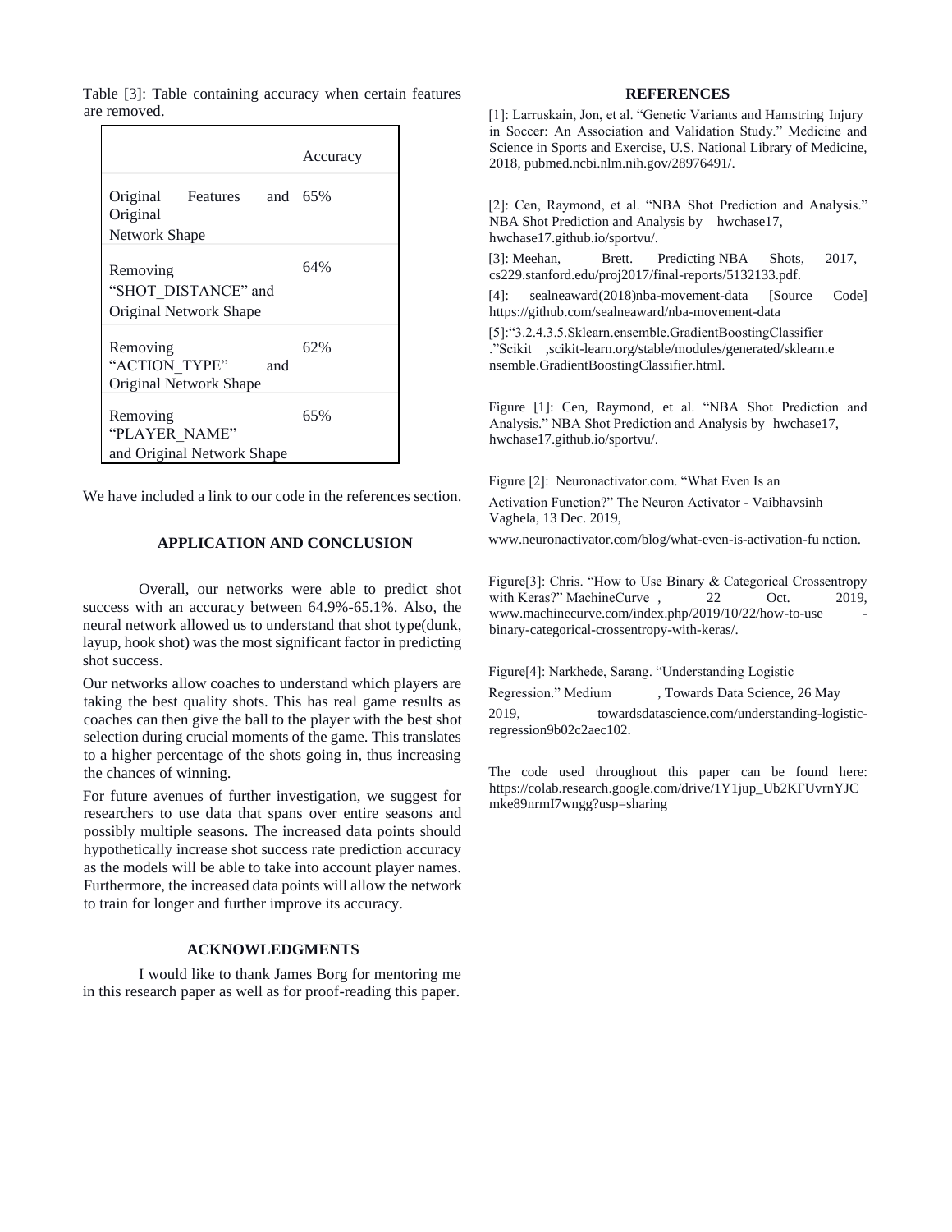Table [3]: Table containing accuracy when certain features are removed.

| | Accuracy |
|---|---|
| Original Features and Original Network Shape | 65% |
| Removing "SHOT_DISTANCE" and Original Network Shape | 64% |
| Removing "ACTION_TYPE" and Original Network Shape | 62% |
| Removing "PLAYER_NAME" and Original Network Shape | 65% |

We have included a link to our code in the references section.

## APPLICATION AND CONCLUSION

Overall, our networks were able to predict shot success with an accuracy between 64.9%-65.1%. Also, the neural network allowed us to understand that shot type(dunk, layup, hook shot) was the most significant factor in predicting shot success.

Our networks allow coaches to understand which players are taking the best quality shots. This has real game results as coaches can then give the ball to the player with the best shot selection during crucial moments of the game. This translates to a higher percentage of the shots going in, thus increasing the chances of winning.

For future avenues of further investigation, we suggest for researchers to use data that spans over entire seasons and possibly multiple seasons. The increased data points should hypothetically increase shot success rate prediction accuracy as the models will be able to take into account player names. Furthermore, the increased data points will allow the network to train for longer and further improve its accuracy.

## ACKNOWLEDGMENTS

I would like to thank James Borg for mentoring me in this research paper as well as for proof-reading this paper.

## REFERENCES

[1]: Larruskain, Jon, et al. "Genetic Variants and Hamstring Injury in Soccer: An Association and Validation Study." Medicine and Science in Sports and Exercise, U.S. National Library of Medicine, 2018, pubmed.ncbi.nlm.nih.gov/28976491/.

[2]: Cen, Raymond, et al. "NBA Shot Prediction and Analysis." NBA Shot Prediction and Analysis by hwchase17, hwchase17.github.io/sportvu/.

[3]: Meehan, Brett. Predicting NBA Shots, 2017, cs229.stanford.edu/proj2017/final-reports/5132133.pdf.

[4]: sealneaward(2018)nba-movement-data [Source Code] https://github.com/sealneaward/nba-movement-data

[5]:"3.2.4.3.5.Sklearn.ensemble.GradientBoostingClassifier ."Scikit ,scikit-learn.org/stable/modules/generated/sklearn.ensemble.GradientBoostingClassifier.html.

Figure [1]: Cen, Raymond, et al. "NBA Shot Prediction and Analysis." NBA Shot Prediction and Analysis by hwchase17, hwchase17.github.io/sportvu/.

Figure [2]: Neuronactivator.com. "What Even Is an Activation Function?" The Neuron Activator - Vaibhavsinh Vaghela, 13 Dec. 2019, www.neuronactivator.com/blog/what-even-is-activation-fu nction.

Figure[3]: Chris. "How to Use Binary & Categorical Crossentropy with Keras?" MachineCurve , 22 Oct. 2019, www.machinecurve.com/index.php/2019/10/22/how-to-use -binary-categorical-crossentropy-with-keras/.

Figure[4]: Narkhede, Sarang. "Understanding Logistic Regression." Medium , Towards Data Science, 26 May 2019, towardsdatascience.com/understanding-logistic-regression9b02c2aec102.

The code used throughout this paper can be found here: https://colab.research.google.com/drive/1Y1jup_Ub2KFUvrnYJCmke89nrmI7wngg?usp=sharing